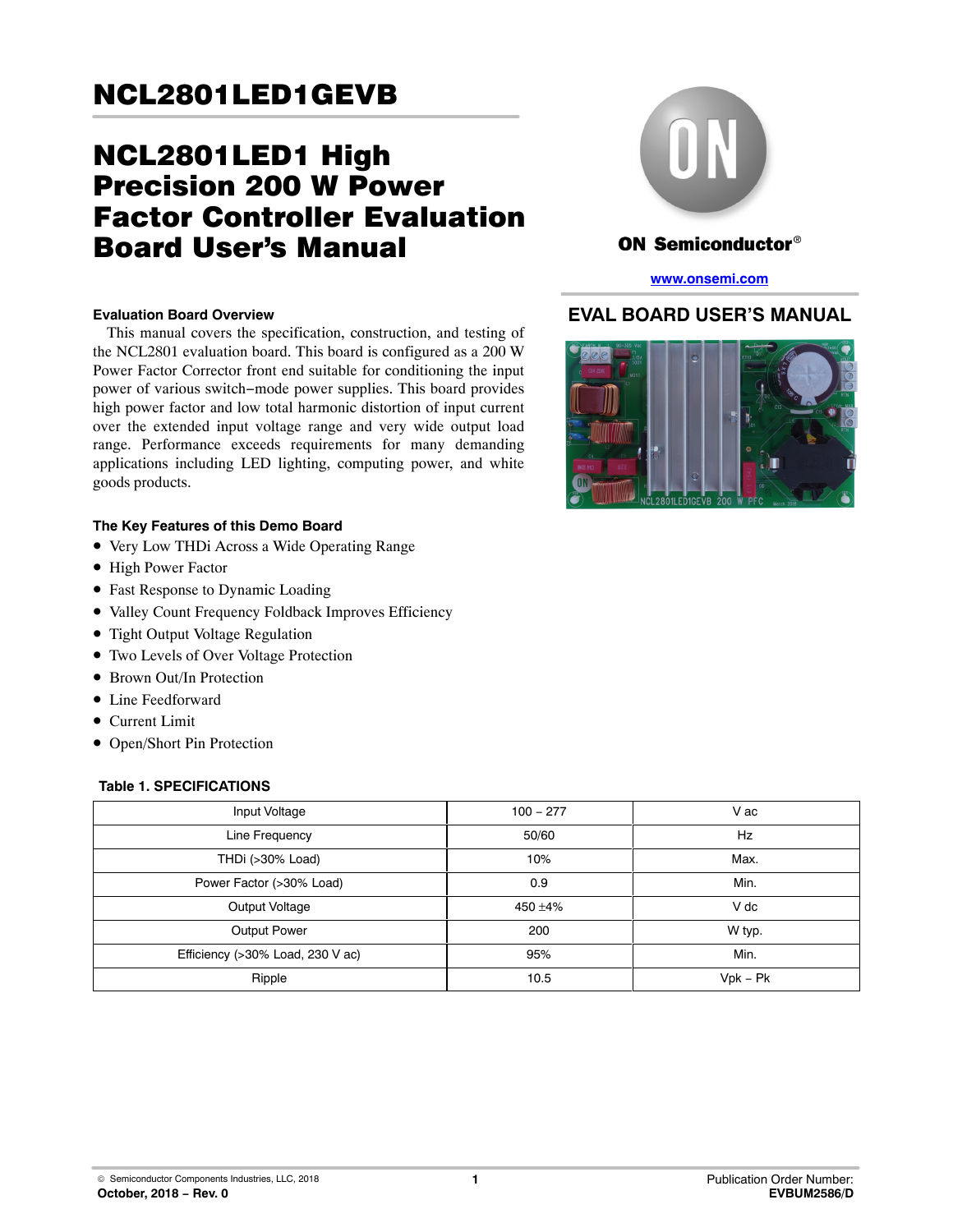# NCL2801LED1GEVB

## NCL2801LED1 High Precision 200 W Power Factor Controller Evaluation Board User's Manual

ON Semiconductor®

www.onsemi.com

## EVAL BOARD USER'S MANUAL

### Evaluation Board Overview

This manual covers the specification, construction, and testing of the NCL2801 evaluation board. This board is configured as a 200 W Power Factor Corrector front end suitable for conditioning the input power of various switch−mode power supplies. This board provides high power factor and low total harmonic distortion of input current over the extended input voltage range and very wide output load range. Performance exceeds requirements for many demanding applications including LED lighting, computing power, and white goods products.

### The Key Features of this Demo Board

- Very Low THDi Across a Wide Operating Range
- High Power Factor
- Fast Response to Dynamic Loading
- Valley Count Frequency Foldback Improves Efficiency
- Tight Output Voltage Regulation
- Two Levels of Over Voltage Protection
- Brown Out/In Protection
- Line Feedforward
- Current Limit
- Open/Short Pin Protection

**Table 1. SPECIFICATIONS**

| | | |
|---|---|---|
| Input Voltage | 100 – 277 | V ac |
| Line Frequency | 50/60 | Hz |
| THDi (>30% Load) | 10% | Max. |
| Power Factor (>30% Load) | 0.9 | Min. |
| Output Voltage | 450 ±4% | V dc |
| Output Power | 200 | W typ. |
| Efficiency (>30% Load, 230 V ac) | 95% | Min. |
| Ripple | 10.5 | Vpk – Pk |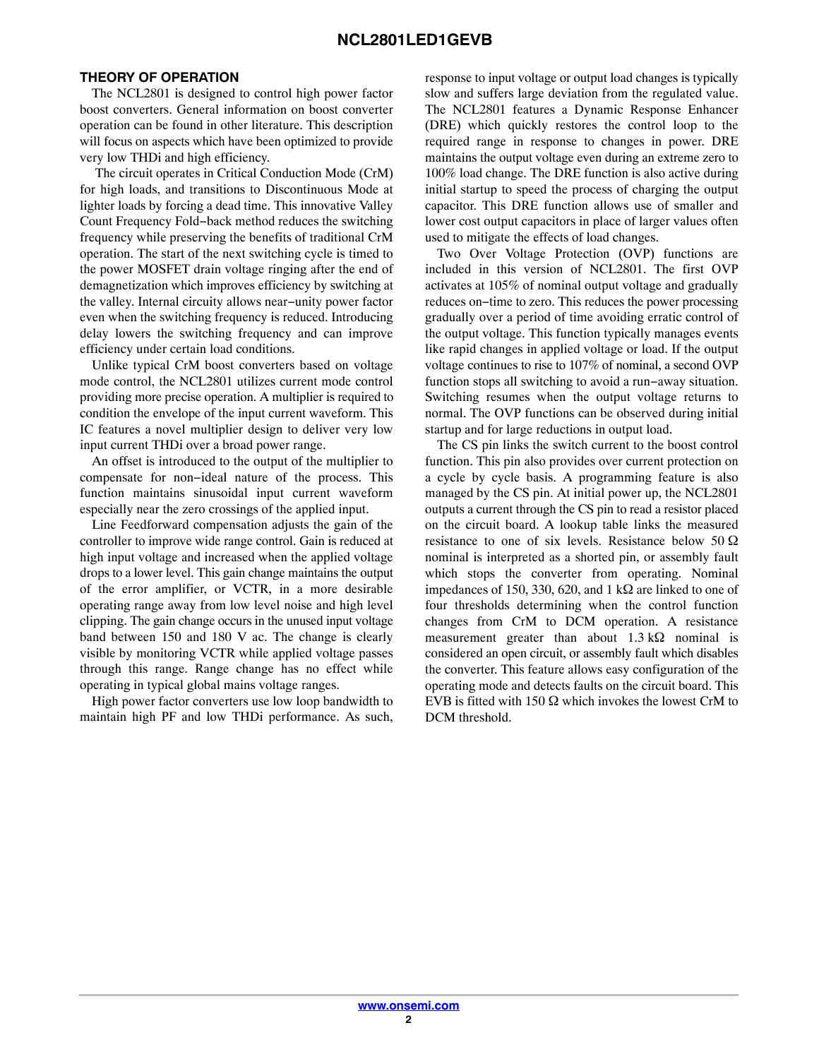## THEORY OF OPERATION

The NCL2801 is designed to control high power factor boost converters. General information on boost converter operation can be found in other literature. This description will focus on aspects which have been optimized to provide very low THDi and high efficiency.

The circuit operates in Critical Conduction Mode (CrM) for high loads, and transitions to Discontinuous Mode at lighter loads by forcing a dead time. This innovative Valley Count Frequency Fold−back method reduces the switching frequency while preserving the benefits of traditional CrM operation. The start of the next switching cycle is timed to the power MOSFET drain voltage ringing after the end of demagnetization which improves efficiency by switching at the valley. Internal circuity allows near−unity power factor even when the switching frequency is reduced. Introducing delay lowers the switching frequency and can improve efficiency under certain load conditions.

Unlike typical CrM boost converters based on voltage mode control, the NCL2801 utilizes current mode control providing more precise operation. A multiplier is required to condition the envelope of the input current waveform. This IC features a novel multiplier design to deliver very low input current THDi over a broad power range.

An offset is introduced to the output of the multiplier to compensate for non−ideal nature of the process. This function maintains sinusoidal input current waveform especially near the zero crossings of the applied input.

Line Feedforward compensation adjusts the gain of the controller to improve wide range control. Gain is reduced at high input voltage and increased when the applied voltage drops to a lower level. This gain change maintains the output of the error amplifier, or VCTR, in a more desirable operating range away from low level noise and high level clipping. The gain change occurs in the unused input voltage band between 150 and 180 V ac. The change is clearly visible by monitoring VCTR while applied voltage passes through this range. Range change has no effect while operating in typical global mains voltage ranges.

High power factor converters use low loop bandwidth to maintain high PF and low THDi performance. As such, response to input voltage or output load changes is typically slow and suffers large deviation from the regulated value. The NCL2801 features a Dynamic Response Enhancer (DRE) which quickly restores the control loop to the required range in response to changes in power. DRE maintains the output voltage even during an extreme zero to 100% load change. The DRE function is also active during initial startup to speed the process of charging the output capacitor. This DRE function allows use of smaller and lower cost output capacitors in place of larger values often used to mitigate the effects of load changes.

Two Over Voltage Protection (OVP) functions are included in this version of NCL2801. The first OVP activates at 105% of nominal output voltage and gradually reduces on−time to zero. This reduces the power processing gradually over a period of time avoiding erratic control of the output voltage. This function typically manages events like rapid changes in applied voltage or load. If the output voltage continues to rise to 107% of nominal, a second OVP function stops all switching to avoid a run−away situation. Switching resumes when the output voltage returns to normal. The OVP functions can be observed during initial startup and for large reductions in output load.

The CS pin links the switch current to the boost control function. This pin also provides over current protection on a cycle by cycle basis. A programming feature is also managed by the CS pin. At initial power up, the NCL2801 outputs a current through the CS pin to read a resistor placed on the circuit board. A lookup table links the measured resistance to one of six levels. Resistance below 50 Ω nominal is interpreted as a shorted pin, or assembly fault which stops the converter from operating. Nominal impedances of 150, 330, 620, and 1 kΩ are linked to one of four thresholds determining when the control function changes from CrM to DCM operation. A resistance measurement greater than about 1.3 kΩ nominal is considered an open circuit, or assembly fault which disables the converter. This feature allows easy configuration of the operating mode and detects faults on the circuit board. This EVB is fitted with 150 Ω which invokes the lowest CrM to DCM threshold.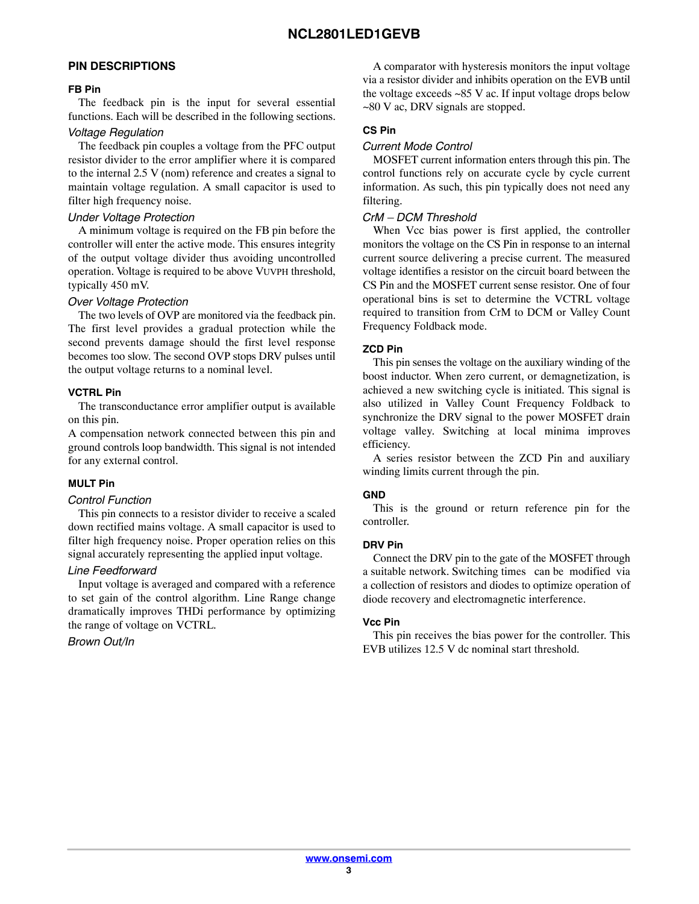## PIN DESCRIPTIONS

### FB Pin

The feedback pin is the input for several essential functions. Each will be described in the following sections.

*Voltage Regulation*

The feedback pin couples a voltage from the PFC output resistor divider to the error amplifier where it is compared to the internal 2.5 V (nom) reference and creates a signal to maintain voltage regulation. A small capacitor is used to filter high frequency noise.

*Under Voltage Protection*

A minimum voltage is required on the FB pin before the controller will enter the active mode. This ensures integrity of the output voltage divider thus avoiding uncontrolled operation. Voltage is required to be above $V_{UVPH}$ threshold, typically 450 mV.

*Over Voltage Protection*

The two levels of OVP are monitored via the feedback pin. The first level provides a gradual protection while the second prevents damage should the first level response becomes too slow. The second OVP stops DRV pulses until the output voltage returns to a nominal level.

### VCTRL Pin

The transconductance error amplifier output is available on this pin.

A compensation network connected between this pin and ground controls loop bandwidth. This signal is not intended for any external control.

### MULT Pin

*Control Function*

This pin connects to a resistor divider to receive a scaled down rectified mains voltage. A small capacitor is used to filter high frequency noise. Proper operation relies on this signal accurately representing the applied input voltage.

*Line Feedforward*

Input voltage is averaged and compared with a reference to set gain of the control algorithm. Line Range change dramatically improves THDi performance by optimizing the range of voltage on VCTRL.

*Brown Out/In*

A comparator with hysteresis monitors the input voltage via a resistor divider and inhibits operation on the EVB until the voltage exceeds ~85 V ac. If input voltage drops below ~80 V ac, DRV signals are stopped.

### CS Pin

*Current Mode Control*

MOSFET current information enters through this pin. The control functions rely on accurate cycle by cycle current information. As such, this pin typically does not need any filtering.

*CrM – DCM Threshold*

When Vcc bias power is first applied, the controller monitors the voltage on the CS Pin in response to an internal current source delivering a precise current. The measured voltage identifies a resistor on the circuit board between the CS Pin and the MOSFET current sense resistor. One of four operational bins is set to determine the VCTRL voltage required to transition from CrM to DCM or Valley Count Frequency Foldback mode.

### ZCD Pin

This pin senses the voltage on the auxiliary winding of the boost inductor. When zero current, or demagnetization, is achieved a new switching cycle is initiated. This signal is also utilized in Valley Count Frequency Foldback to synchronize the DRV signal to the power MOSFET drain voltage valley. Switching at local minima improves efficiency.

A series resistor between the ZCD Pin and auxiliary winding limits current through the pin.

### GND

This is the ground or return reference pin for the controller.

### DRV Pin

Connect the DRV pin to the gate of the MOSFET through a suitable network. Switching times can be modified via a collection of resistors and diodes to optimize operation of diode recovery and electromagnetic interference.

### Vcc Pin

This pin receives the bias power for the controller. This EVB utilizes 12.5 V dc nominal start threshold.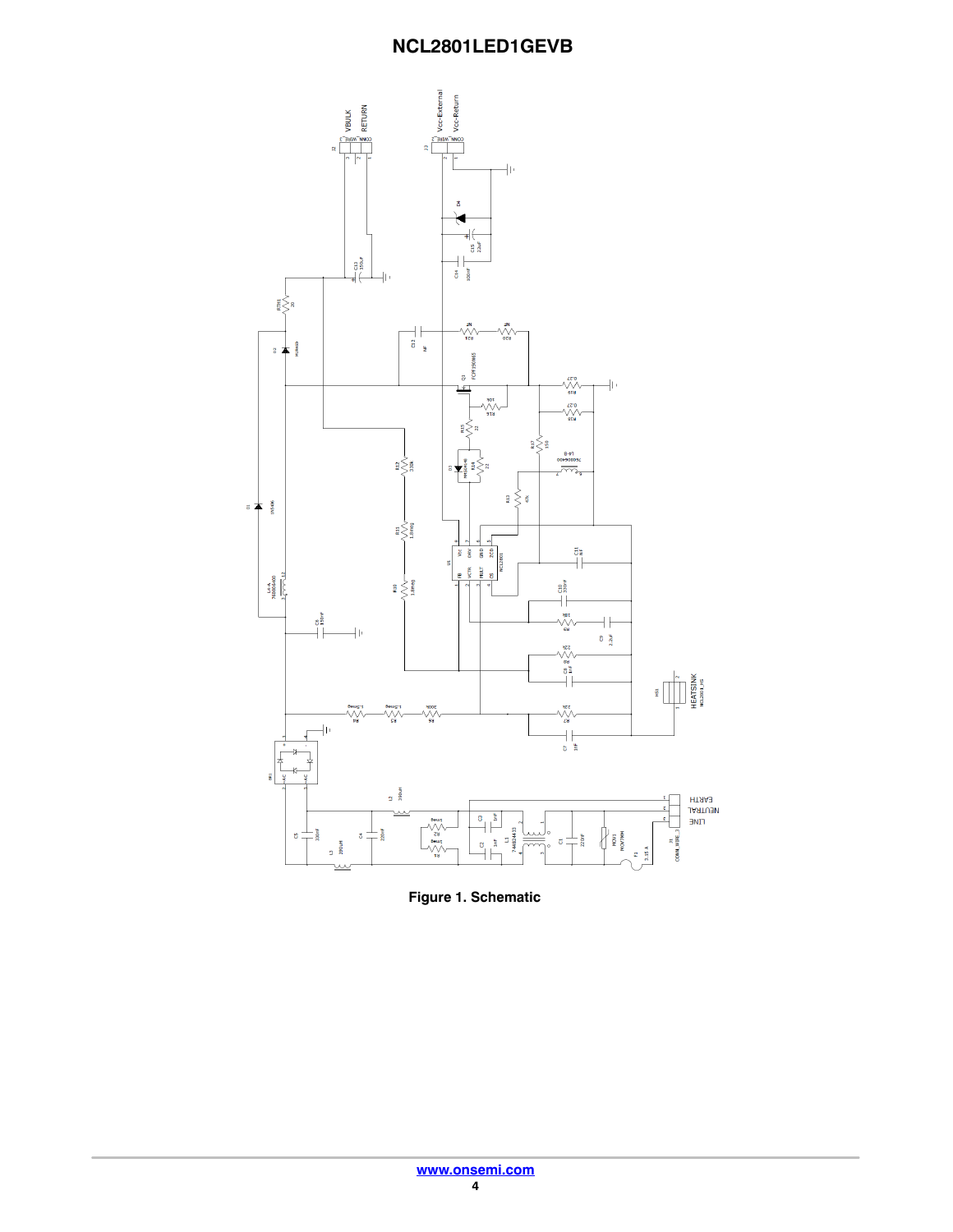# NCL2801LED1GEVB

Figure 1. Schematic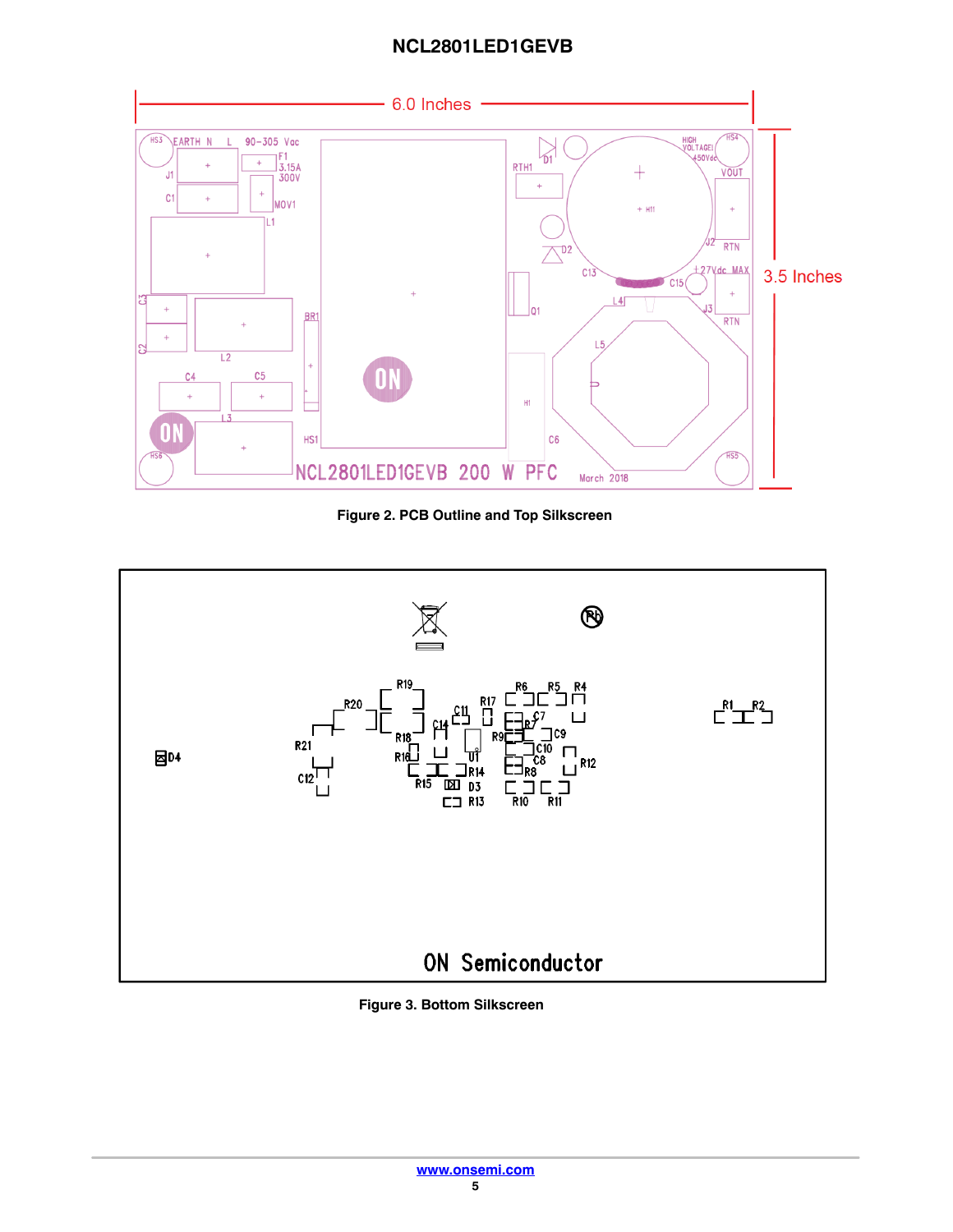Figure 2. PCB Outline and Top Silkscreen

Figure 3. Bottom Silkscreen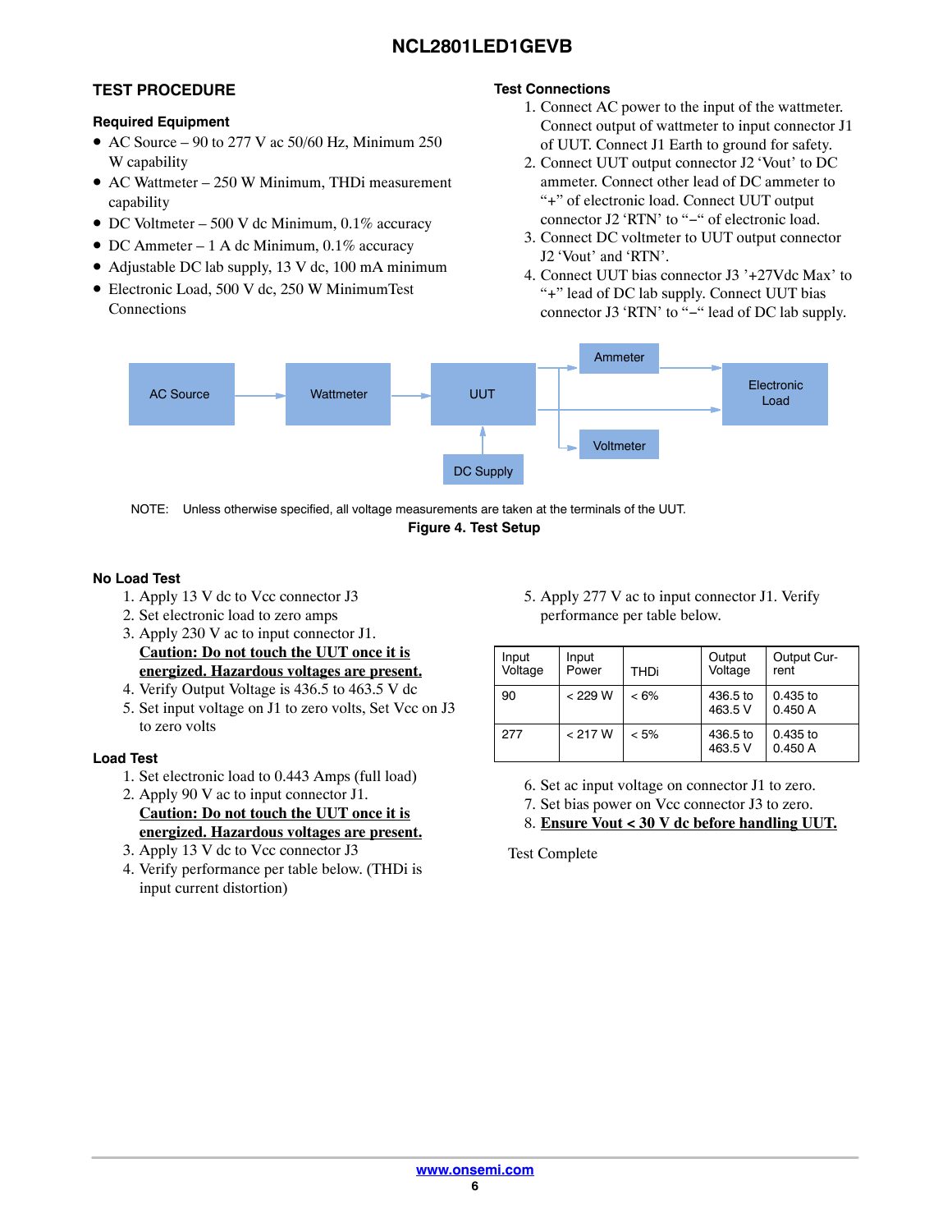## TEST PROCEDURE

### Required Equipment

- AC Source – 90 to 277 V ac 50/60 Hz, Minimum 250 W capability
- AC Wattmeter – 250 W Minimum, THDi measurement capability
- DC Voltmeter – 500 V dc Minimum, 0.1% accuracy
- DC Ammeter – 1 A dc Minimum, 0.1% accuracy
- Adjustable DC lab supply, 13 V dc, 100 mA minimum
- Electronic Load, 500 V dc, 250 W MinimumTest Connections

### Test Connections

1. Connect AC power to the input of the wattmeter. Connect output of wattmeter to input connector J1 of UUT. Connect J1 Earth to ground for safety.
2. Connect UUT output connector J2 'Vout' to DC ammeter. Connect other lead of DC ammeter to "+" of electronic load. Connect UUT output connector J2 'RTN' to "−" of electronic load.
3. Connect DC voltmeter to UUT output connector J2 'Vout' and 'RTN'.
4. Connect UUT bias connector J3 '+27Vdc Max' to "+" lead of DC lab supply. Connect UUT bias connector J3 'RTN' to "−" lead of DC lab supply.

AC Source → Wattmeter → UUT → Ammeter → Electronic Load; UUT → Voltmeter; DC Supply → UUT

NOTE: Unless otherwise specified, all voltage measurements are taken at the terminals of the UUT.

**Figure 4. Test Setup**

### No Load Test

1. Apply 13 V dc to Vcc connector J3
2. Set electronic load to zero amps
3. Apply 230 V ac to input connector J1.
   **Caution: Do not touch the UUT once it is energized. Hazardous voltages are present.**
4. Verify Output Voltage is 436.5 to 463.5 V dc
5. Set input voltage on J1 to zero volts, Set Vcc on J3 to zero volts

### Load Test

1. Set electronic load to 0.443 Amps (full load)
2. Apply 90 V ac to input connector J1.
   **Caution: Do not touch the UUT once it is energized. Hazardous voltages are present.**
3. Apply 13 V dc to Vcc connector J3
4. Verify performance per table below. (THDi is input current distortion)
5. Apply 277 V ac to input connector J1. Verify performance per table below.

| Input Voltage | Input Power | THDi | Output Voltage | Output Current |
|---|---|---|---|---|
| 90 | < 229 W | < 6% | 436.5 to 463.5 V | 0.435 to 0.450 A |
| 277 | < 217 W | < 5% | 436.5 to 463.5 V | 0.435 to 0.450 A |

6. Set ac input voltage on connector J1 to zero.
7. Set bias power on Vcc connector J3 to zero.
8. **Ensure Vout < 30 V dc before handling UUT.**

Test Complete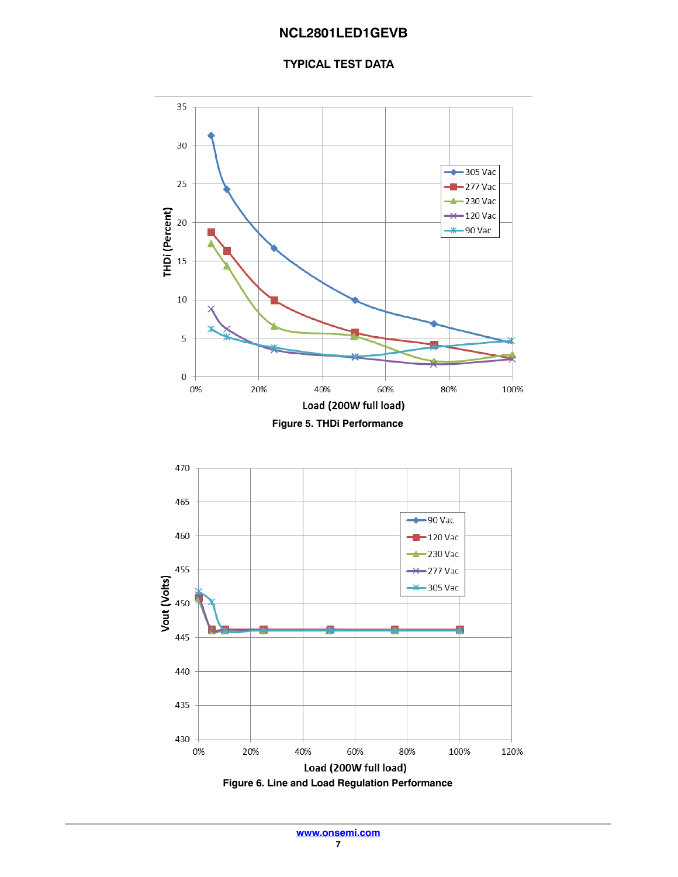## TYPICAL TEST DATA

Figure 5. THDi Performance

Figure 6. Line and Load Regulation Performance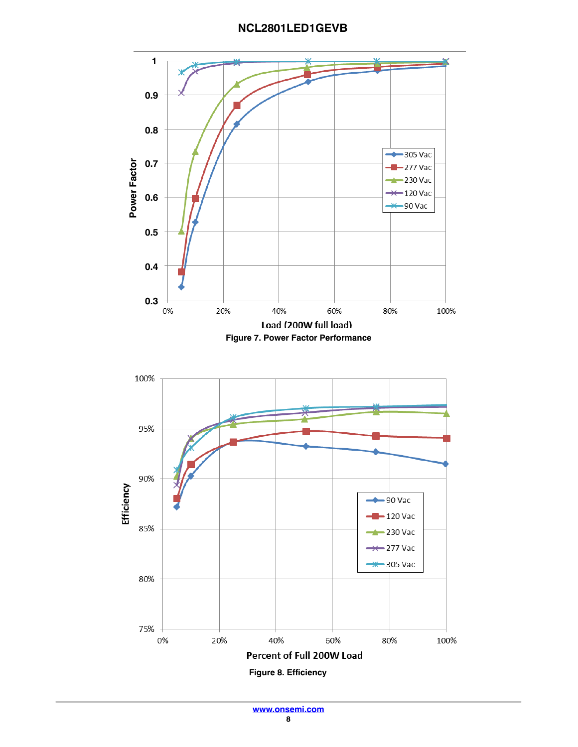Figure 7. Power Factor Performance

Figure 8. Efficiency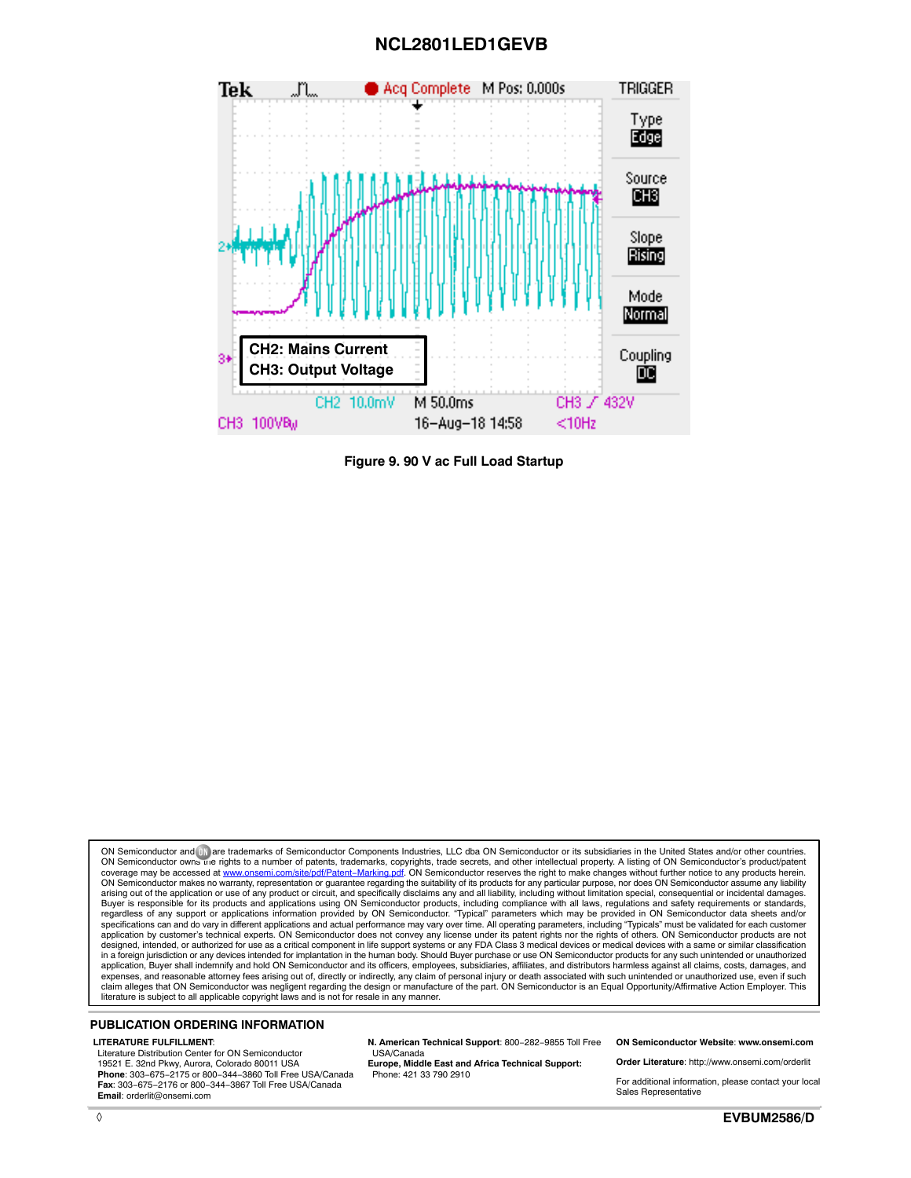Tek Acq Complete M Pos: 0.000s

TRIGGER

Type Edge

Source CH3

Slope Rising

Mode Normal

Coupling DC

CH2: Mains Current

CH3: Output Voltage

CH2 10.0mV M 50.0ms CH3 ∕ 432V

CH3 100V$B_W$ 16–Aug–18 14:58 <10Hz

**Figure 9. 90 V ac Full Load Startup**

ON Semiconductor and ON are trademarks of Semiconductor Components Industries, LLC dba ON Semiconductor or its subsidiaries in the United States and/or other countries. ON Semiconductor owns the rights to a number of patents, trademarks, copyrights, trade secrets, and other intellectual property. A listing of ON Semiconductor's product/patent coverage may be accessed at www.onsemi.com/site/pdf/Patent–Marking.pdf. ON Semiconductor reserves the right to make changes without further notice to any products herein. ON Semiconductor makes no warranty, representation or guarantee regarding the suitability of its products for any particular purpose, nor does ON Semiconductor assume any liability arising out of the application or use of any product or circuit, and specifically disclaims any and all liability, including without limitation special, consequential or incidental damages. Buyer is responsible for its products and applications using ON Semiconductor products, including compliance with all laws, regulations and safety requirements or standards, regardless of any support or applications information provided by ON Semiconductor. "Typical" parameters which may be provided in ON Semiconductor data sheets and/or specifications can and do vary in different applications and actual performance may vary over time. All operating parameters, including "Typicals" must be validated for each customer application by customer's technical experts. ON Semiconductor does not convey any license under its patent rights nor the rights of others. ON Semiconductor products are not designed, intended, or authorized for use as a critical component in life support systems or any FDA Class 3 medical devices or medical devices with a same or similar classification in a foreign jurisdiction or any devices intended for implantation in the human body. Should Buyer purchase or use ON Semiconductor products for any such unintended or unauthorized application, Buyer shall indemnify and hold ON Semiconductor and its officers, employees, subsidiaries, affiliates, and distributors harmless against all claims, costs, damages, and expenses, and reasonable attorney fees arising out of, directly or indirectly, any claim of personal injury or death associated with such unintended or unauthorized use, even if such claim alleges that ON Semiconductor was negligent regarding the design or manufacture of the part. ON Semiconductor is an Equal Opportunity/Affirmative Action Employer. This literature is subject to all applicable copyright laws and is not for resale in any manner.

## PUBLICATION ORDERING INFORMATION

**LITERATURE FULFILLMENT**:
Literature Distribution Center for ON Semiconductor
19521 E. 32nd Pkwy, Aurora, Colorado 80011 USA
**Phone**: 303–675–2175 or 800–344–3860 Toll Free USA/Canada
**Fax**: 303–675–2176 or 800–344–3867 Toll Free USA/Canada
**Email**: orderlit@onsemi.com

**N. American Technical Support**: 800–282–9855 Toll Free USA/Canada
**Europe, Middle East and Africa Technical Support:**
Phone: 421 33 790 2910

**ON Semiconductor Website**: **www.onsemi.com**

**Order Literature**: http://www.onsemi.com/orderlit

For additional information, please contact your local Sales Representative